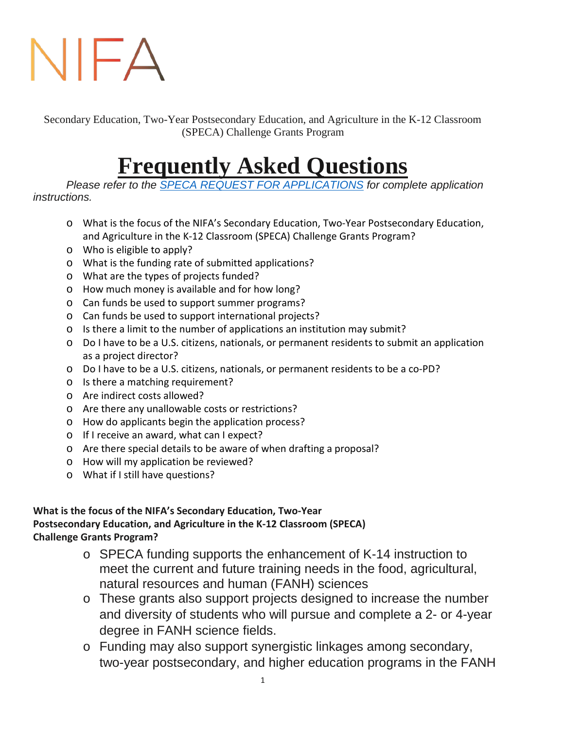NIFA

Secondary Education, Two-Year Postsecondary Education, and Agriculture in the K-12 Classroom (SPECA) Challenge Grants Program

# Frequently Asked Questions

*Please refer to the [SPECA REQUEST FOR APPLICATIONS]() for complete application instructions.*

- What is the focus of the NIFA's Secondary Education, Two-Year Postsecondary Education, and Agriculture in the K-12 Classroom (SPECA) Challenge Grants Program?
- Who is eligible to apply?
- What is the funding rate of submitted applications?
- What are the types of projects funded?
- How much money is available and for how long?
- Can funds be used to support summer programs?
- Can funds be used to support international projects?
- Is there a limit to the number of applications an institution may submit?
- Do I have to be a U.S. citizens, nationals, or permanent residents to submit an application as a project director?
- Do I have to be a U.S. citizens, nationals, or permanent residents to be a co-PD?
- Is there a matching requirement?
- Are indirect costs allowed?
- Are there any unallowable costs or restrictions?
- How do applicants begin the application process?
- If I receive an award, what can I expect?
- Are there special details to be aware of when drafting a proposal?
- How will my application be reviewed?
- What if I still have questions?

**What is the focus of the NIFA's Secondary Education, Two-Year Postsecondary Education, and Agriculture in the K-12 Classroom (SPECA) Challenge Grants Program?**

- SPECA funding supports the enhancement of K-14 instruction to meet the current and future training needs in the food, agricultural, natural resources and human (FANH) sciences
- These grants also support projects designed to increase the number and diversity of students who will pursue and complete a 2- or 4-year degree in FANH science fields.
- Funding may also support synergistic linkages among secondary, two-year postsecondary, and higher education programs in the FANH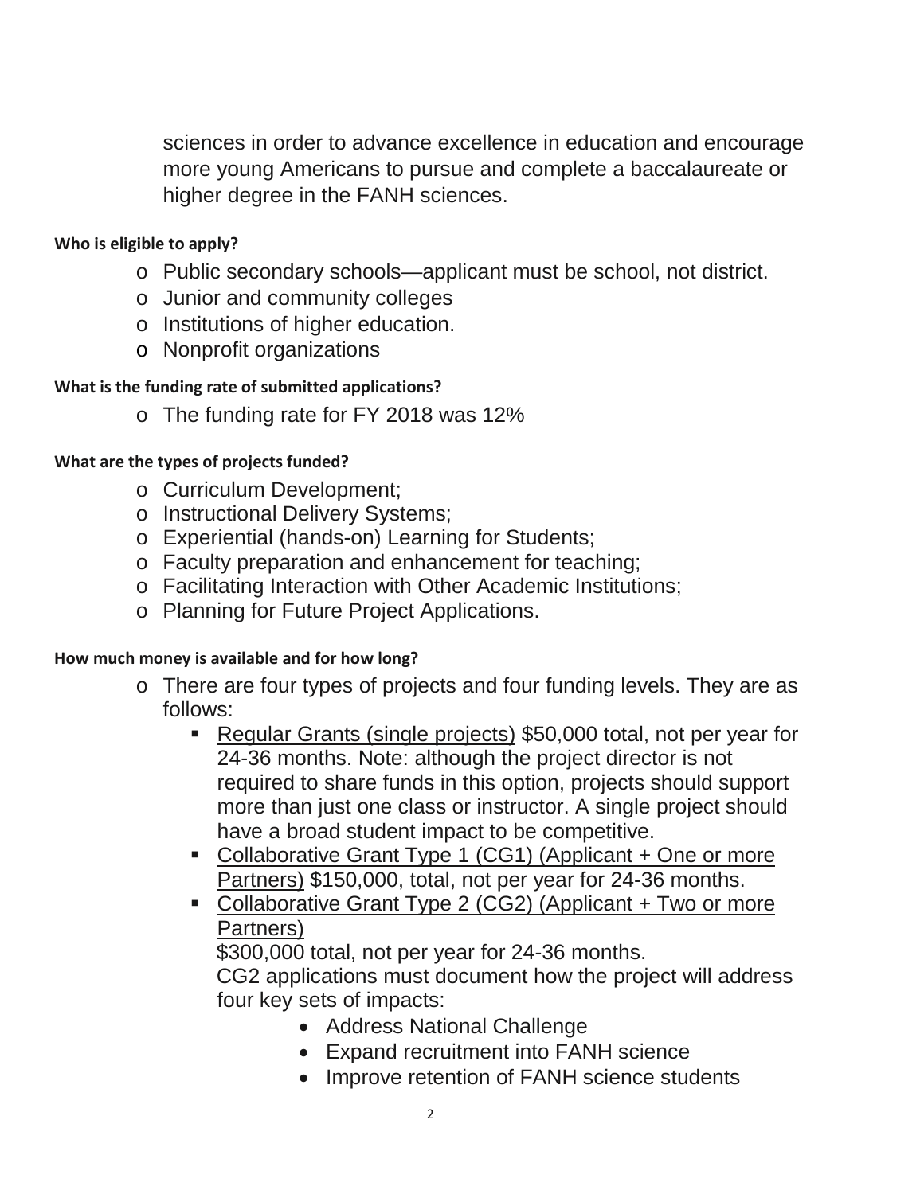sciences in order to advance excellence in education and encourage more young Americans to pursue and complete a baccalaureate or higher degree in the FANH sciences.

**Who is eligible to apply?**

- Public secondary schools—applicant must be school, not district.
- Junior and community colleges
- Institutions of higher education.
- Nonprofit organizations

**What is the funding rate of submitted applications?**

- The funding rate for FY 2018 was 12%

**What are the types of projects funded?**

- Curriculum Development;
- Instructional Delivery Systems;
- Experiential (hands-on) Learning for Students;
- Faculty preparation and enhancement for teaching;
- Facilitating Interaction with Other Academic Institutions;
- Planning for Future Project Applications.

**How much money is available and for how long?**

- There are four types of projects and four funding levels. They are as follows:
  - <u>Regular Grants (single projects)</u> $50,000 total, not per year for 24-36 months. Note: although the project director is not required to share funds in this option, projects should support more than just one class or instructor. A single project should have a broad student impact to be competitive.
  - <u>Collaborative Grant Type 1 (CG1) (Applicant + One or more Partners)</u> $150,000, total, not per year for 24-36 months.
  - <u>Collaborative Grant Type 2 (CG2) (Applicant + Two or more Partners)</u>
    $300,000 total, not per year for 24-36 months.
    CG2 applications must document how the project will address four key sets of impacts:
    - Address National Challenge
    - Expand recruitment into FANH science
    - Improve retention of FANH science students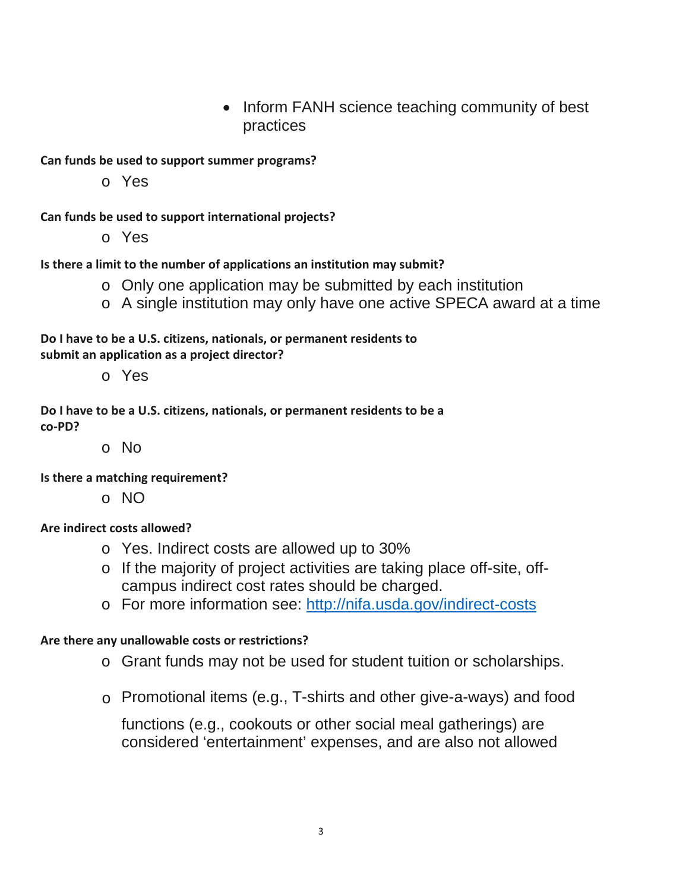- Inform FANH science teaching community of best practices

**Can funds be used to support summer programs?**

- Yes

**Can funds be used to support international projects?**

- Yes

**Is there a limit to the number of applications an institution may submit?**

- Only one application may be submitted by each institution
- A single institution may only have one active SPECA award at a time

**Do I have to be a U.S. citizens, nationals, or permanent residents to submit an application as a project director?**

- Yes

**Do I have to be a U.S. citizens, nationals, or permanent residents to be a co-PD?**

- No

**Is there a matching requirement?**

- NO

**Are indirect costs allowed?**

- Yes. Indirect costs are allowed up to 30%
- If the majority of project activities are taking place off-site, off-campus indirect cost rates should be charged.
- For more information see: [http://nifa.usda.gov/indirect-costs](http://nifa.usda.gov/indirect-costs)

**Are there any unallowable costs or restrictions?**

- Grant funds may not be used for student tuition or scholarships.
- Promotional items (e.g., T-shirts and other give-a-ways) and food functions (e.g., cookouts or other social meal gatherings) are considered 'entertainment' expenses, and are also not allowed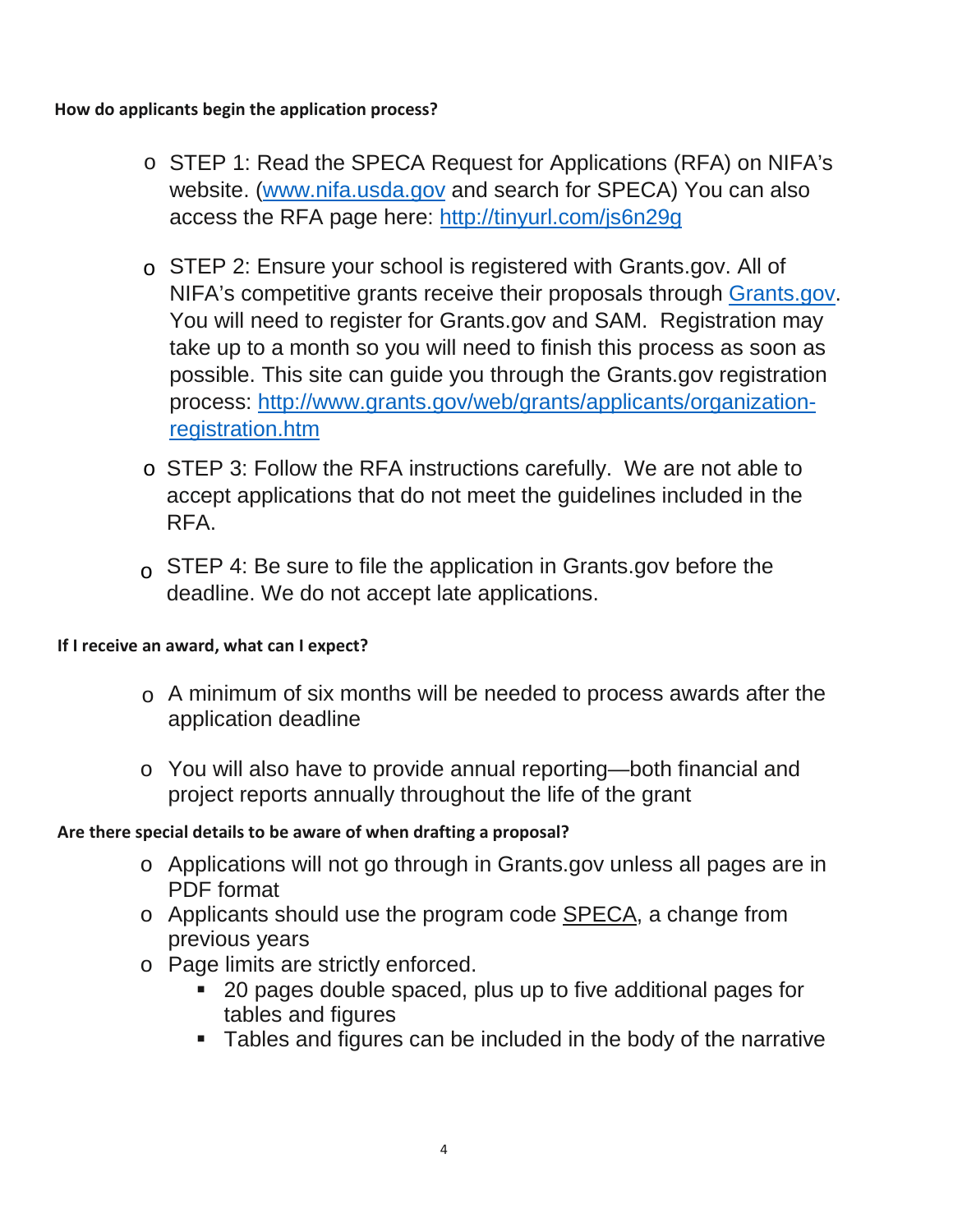**How do applicants begin the application process?**

- STEP 1: Read the SPECA Request for Applications (RFA) on NIFA's website. ([www.nifa.usda.gov](http://www.nifa.usda.gov) and search for SPECA) You can also access the RFA page here: [http://tinyurl.com/js6n29g](http://tinyurl.com/js6n29g)
- STEP 2: Ensure your school is registered with Grants.gov. All of NIFA's competitive grants receive their proposals through [Grants.gov](http://Grants.gov). You will need to register for Grants.gov and SAM. Registration may take up to a month so you will need to finish this process as soon as possible. This site can guide you through the Grants.gov registration process: [http://www.grants.gov/web/grants/applicants/organization-registration.htm](http://www.grants.gov/web/grants/applicants/organization-registration.htm)
- STEP 3: Follow the RFA instructions carefully. We are not able to accept applications that do not meet the guidelines included in the RFA.
- STEP 4: Be sure to file the application in Grants.gov before the deadline. We do not accept late applications.

**If I receive an award, what can I expect?**

- A minimum of six months will be needed to process awards after the application deadline
- You will also have to provide annual reporting—both financial and project reports annually throughout the life of the grant

**Are there special details to be aware of when drafting a proposal?**

- Applications will not go through in Grants.gov unless all pages are in PDF format
- Applicants should use the program code <u>SPECA</u>, a change from previous years
- Page limits are strictly enforced.
  - 20 pages double spaced, plus up to five additional pages for tables and figures
  - Tables and figures can be included in the body of the narrative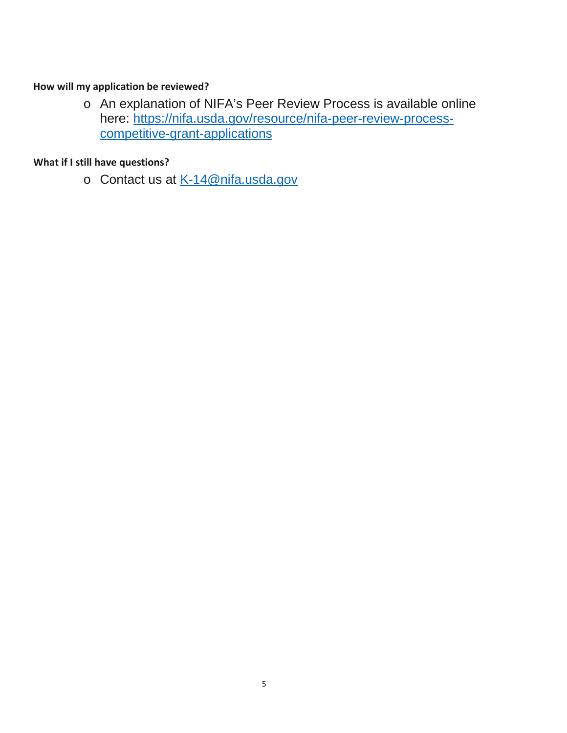**How will my application be reviewed?**

- An explanation of NIFA's Peer Review Process is available online here: [https://nifa.usda.gov/resource/nifa-peer-review-process-competitive-grant-applications](https://nifa.usda.gov/resource/nifa-peer-review-process-competitive-grant-applications)

**What if I still have questions?**

- Contact us at [K-14@nifa.usda.gov](mailto:K-14@nifa.usda.gov)